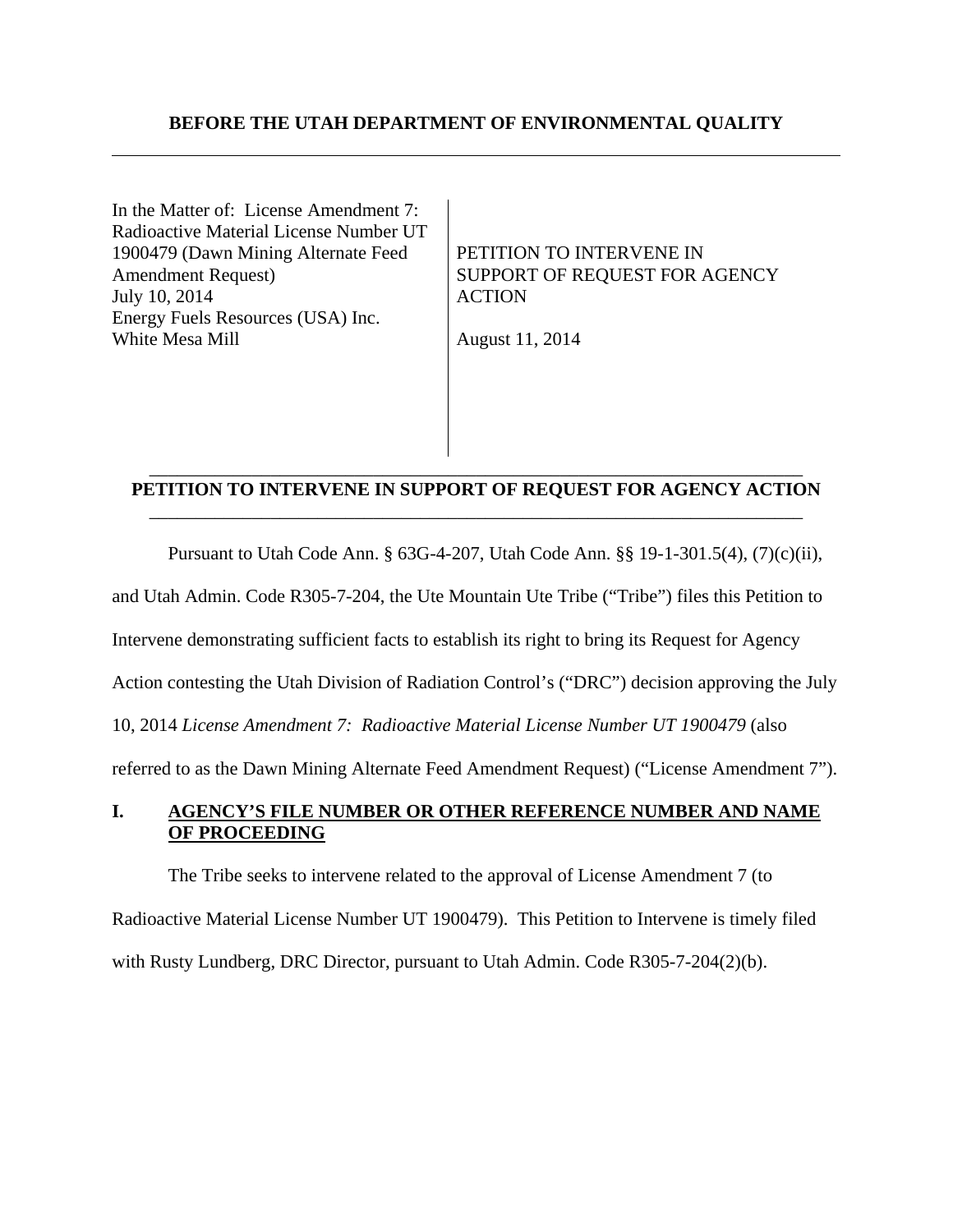**BEFORE THE UTAH DEPARTMENT OF ENVIRONMENTAL QUALITY**

| | |
|---|---|
| In the Matter of: License Amendment 7: Radioactive Material License Number UT 1900479 (Dawn Mining Alternate Feed Amendment Request)<br>July 10, 2014<br>Energy Fuels Resources (USA) Inc.<br>White Mesa Mill | PETITION TO INTERVENE IN SUPPORT OF REQUEST FOR AGENCY ACTION<br><br>August 11, 2014 |

**PETITION TO INTERVENE IN SUPPORT OF REQUEST FOR AGENCY ACTION**

Pursuant to Utah Code Ann. § 63G-4-207, Utah Code Ann. §§ 19-1-301.5(4), (7)(c)(ii), and Utah Admin. Code R305-7-204, the Ute Mountain Ute Tribe ("Tribe") files this Petition to Intervene demonstrating sufficient facts to establish its right to bring its Request for Agency Action contesting the Utah Division of Radiation Control's ("DRC") decision approving the July 10, 2014 *License Amendment 7: Radioactive Material License Number UT 1900479* (also referred to as the Dawn Mining Alternate Feed Amendment Request) ("License Amendment 7").

## I. AGENCY'S FILE NUMBER OR OTHER REFERENCE NUMBER AND NAME OF PROCEEDING

The Tribe seeks to intervene related to the approval of License Amendment 7 (to Radioactive Material License Number UT 1900479). This Petition to Intervene is timely filed with Rusty Lundberg, DRC Director, pursuant to Utah Admin. Code R305-7-204(2)(b).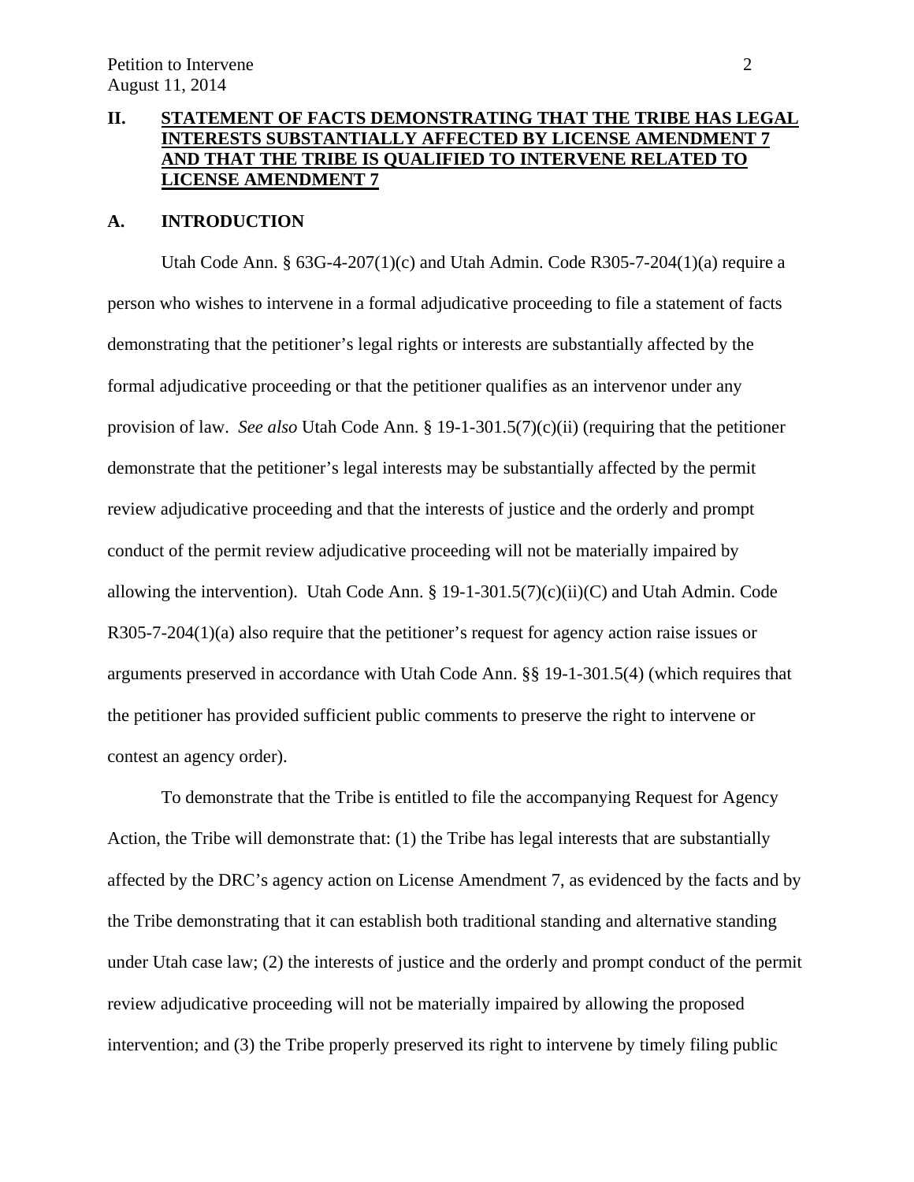## II. STATEMENT OF FACTS DEMONSTRATING THAT THE TRIBE HAS LEGAL INTERESTS SUBSTANTIALLY AFFECTED BY LICENSE AMENDMENT 7 AND THAT THE TRIBE IS QUALIFIED TO INTERVENE RELATED TO LICENSE AMENDMENT 7

### A. INTRODUCTION

Utah Code Ann. § 63G-4-207(1)(c) and Utah Admin. Code R305-7-204(1)(a) require a person who wishes to intervene in a formal adjudicative proceeding to file a statement of facts demonstrating that the petitioner's legal rights or interests are substantially affected by the formal adjudicative proceeding or that the petitioner qualifies as an intervenor under any provision of law. *See also* Utah Code Ann. § 19-1-301.5(7)(c)(ii) (requiring that the petitioner demonstrate that the petitioner's legal interests may be substantially affected by the permit review adjudicative proceeding and that the interests of justice and the orderly and prompt conduct of the permit review adjudicative proceeding will not be materially impaired by allowing the intervention). Utah Code Ann. § 19-1-301.5(7)(c)(ii)(C) and Utah Admin. Code R305-7-204(1)(a) also require that the petitioner's request for agency action raise issues or arguments preserved in accordance with Utah Code Ann. §§ 19-1-301.5(4) (which requires that the petitioner has provided sufficient public comments to preserve the right to intervene or contest an agency order).

To demonstrate that the Tribe is entitled to file the accompanying Request for Agency Action, the Tribe will demonstrate that: (1) the Tribe has legal interests that are substantially affected by the DRC's agency action on License Amendment 7, as evidenced by the facts and by the Tribe demonstrating that it can establish both traditional standing and alternative standing under Utah case law; (2) the interests of justice and the orderly and prompt conduct of the permit review adjudicative proceeding will not be materially impaired by allowing the proposed intervention; and (3) the Tribe properly preserved its right to intervene by timely filing public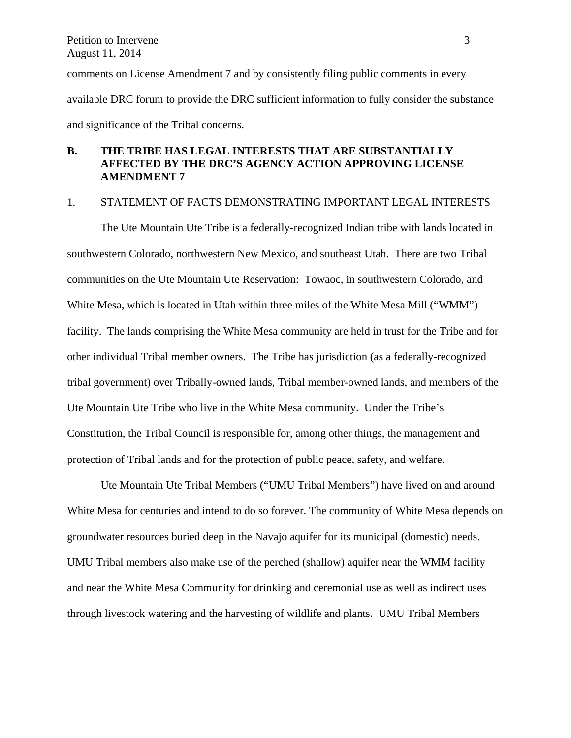comments on License Amendment 7 and by consistently filing public comments in every available DRC forum to provide the DRC sufficient information to fully consider the substance and significance of the Tribal concerns.

## B. THE TRIBE HAS LEGAL INTERESTS THAT ARE SUBSTANTIALLY AFFECTED BY THE DRC'S AGENCY ACTION APPROVING LICENSE AMENDMENT 7

### 1. STATEMENT OF FACTS DEMONSTRATING IMPORTANT LEGAL INTERESTS

The Ute Mountain Ute Tribe is a federally-recognized Indian tribe with lands located in southwestern Colorado, northwestern New Mexico, and southeast Utah. There are two Tribal communities on the Ute Mountain Ute Reservation: Towaoc, in southwestern Colorado, and White Mesa, which is located in Utah within three miles of the White Mesa Mill ("WMM") facility. The lands comprising the White Mesa community are held in trust for the Tribe and for other individual Tribal member owners. The Tribe has jurisdiction (as a federally-recognized tribal government) over Tribally-owned lands, Tribal member-owned lands, and members of the Ute Mountain Ute Tribe who live in the White Mesa community. Under the Tribe's Constitution, the Tribal Council is responsible for, among other things, the management and protection of Tribal lands and for the protection of public peace, safety, and welfare.

Ute Mountain Ute Tribal Members ("UMU Tribal Members") have lived on and around White Mesa for centuries and intend to do so forever. The community of White Mesa depends on groundwater resources buried deep in the Navajo aquifer for its municipal (domestic) needs. UMU Tribal members also make use of the perched (shallow) aquifer near the WMM facility and near the White Mesa Community for drinking and ceremonial use as well as indirect uses through livestock watering and the harvesting of wildlife and plants. UMU Tribal Members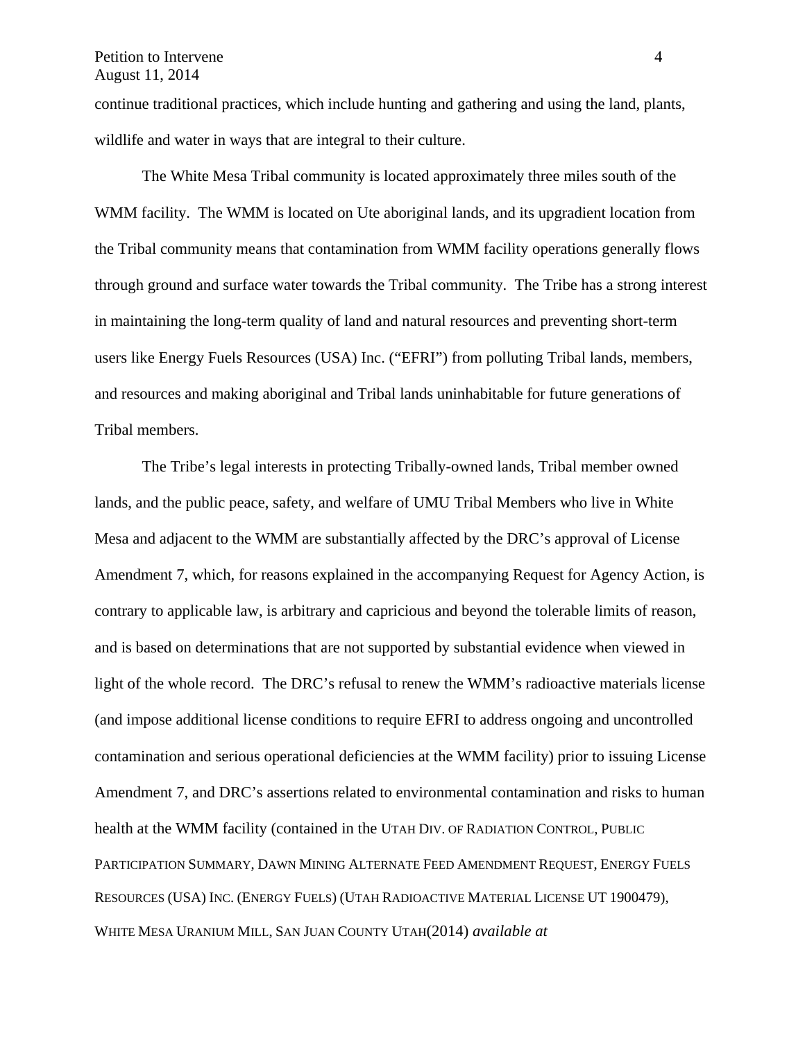continue traditional practices, which include hunting and gathering and using the land, plants, wildlife and water in ways that are integral to their culture.

The White Mesa Tribal community is located approximately three miles south of the WMM facility. The WMM is located on Ute aboriginal lands, and its upgradient location from the Tribal community means that contamination from WMM facility operations generally flows through ground and surface water towards the Tribal community. The Tribe has a strong interest in maintaining the long-term quality of land and natural resources and preventing short-term users like Energy Fuels Resources (USA) Inc. ("EFRI") from polluting Tribal lands, members, and resources and making aboriginal and Tribal lands uninhabitable for future generations of Tribal members.

The Tribe's legal interests in protecting Tribally-owned lands, Tribal member owned lands, and the public peace, safety, and welfare of UMU Tribal Members who live in White Mesa and adjacent to the WMM are substantially affected by the DRC's approval of License Amendment 7, which, for reasons explained in the accompanying Request for Agency Action, is contrary to applicable law, is arbitrary and capricious and beyond the tolerable limits of reason, and is based on determinations that are not supported by substantial evidence when viewed in light of the whole record. The DRC's refusal to renew the WMM's radioactive materials license (and impose additional license conditions to require EFRI to address ongoing and uncontrolled contamination and serious operational deficiencies at the WMM facility) prior to issuing License Amendment 7, and DRC's assertions related to environmental contamination and risks to human health at the WMM facility (contained in the UTAH DIV. OF RADIATION CONTROL, PUBLIC PARTICIPATION SUMMARY, DAWN MINING ALTERNATE FEED AMENDMENT REQUEST, ENERGY FUELS RESOURCES (USA) INC. (ENERGY FUELS) (UTAH RADIOACTIVE MATERIAL LICENSE UT 1900479), WHITE MESA URANIUM MILL, SAN JUAN COUNTY UTAH(2014) *available at*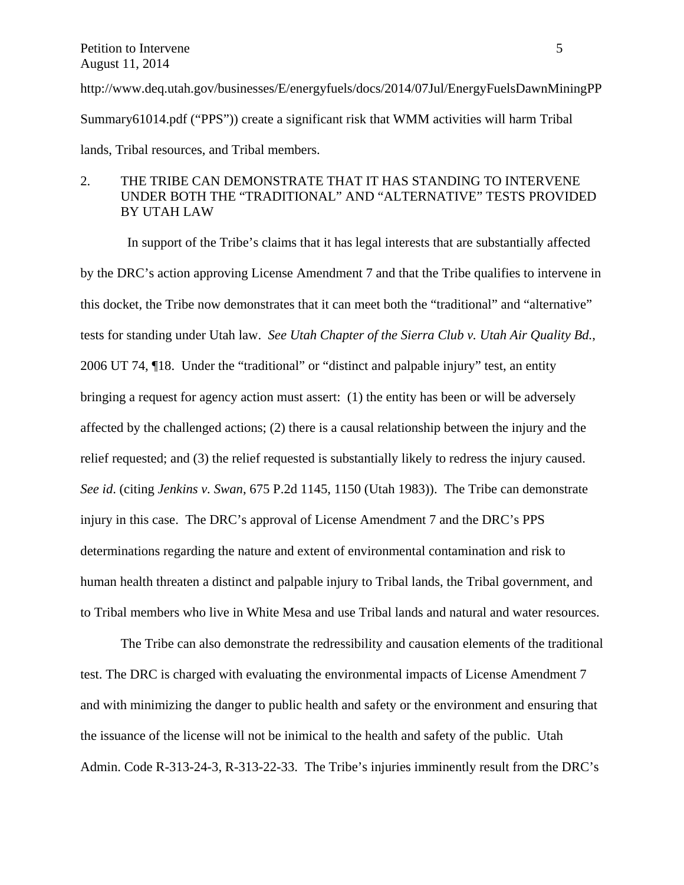http://www.deq.utah.gov/businesses/E/energyfuels/docs/2014/07Jul/EnergyFuelsDawnMiningPPSummary61014.pdf ("PPS")) create a significant risk that WMM activities will harm Tribal lands, Tribal resources, and Tribal members.

## 2. THE TRIBE CAN DEMONSTRATE THAT IT HAS STANDING TO INTERVENE UNDER BOTH THE "TRADITIONAL" AND "ALTERNATIVE" TESTS PROVIDED BY UTAH LAW

In support of the Tribe's claims that it has legal interests that are substantially affected by the DRC's action approving License Amendment 7 and that the Tribe qualifies to intervene in this docket, the Tribe now demonstrates that it can meet both the "traditional" and "alternative" tests for standing under Utah law. *See Utah Chapter of the Sierra Club v. Utah Air Quality Bd.*, 2006 UT 74, ¶18. Under the "traditional" or "distinct and palpable injury" test, an entity bringing a request for agency action must assert: (1) the entity has been or will be adversely affected by the challenged actions; (2) there is a causal relationship between the injury and the relief requested; and (3) the relief requested is substantially likely to redress the injury caused. *See id*. (citing *Jenkins v. Swan*, 675 P.2d 1145, 1150 (Utah 1983)). The Tribe can demonstrate injury in this case. The DRC's approval of License Amendment 7 and the DRC's PPS determinations regarding the nature and extent of environmental contamination and risk to human health threaten a distinct and palpable injury to Tribal lands, the Tribal government, and to Tribal members who live in White Mesa and use Tribal lands and natural and water resources.

The Tribe can also demonstrate the redressibility and causation elements of the traditional test. The DRC is charged with evaluating the environmental impacts of License Amendment 7 and with minimizing the danger to public health and safety or the environment and ensuring that the issuance of the license will not be inimical to the health and safety of the public. Utah Admin. Code R-313-24-3, R-313-22-33. The Tribe's injuries imminently result from the DRC's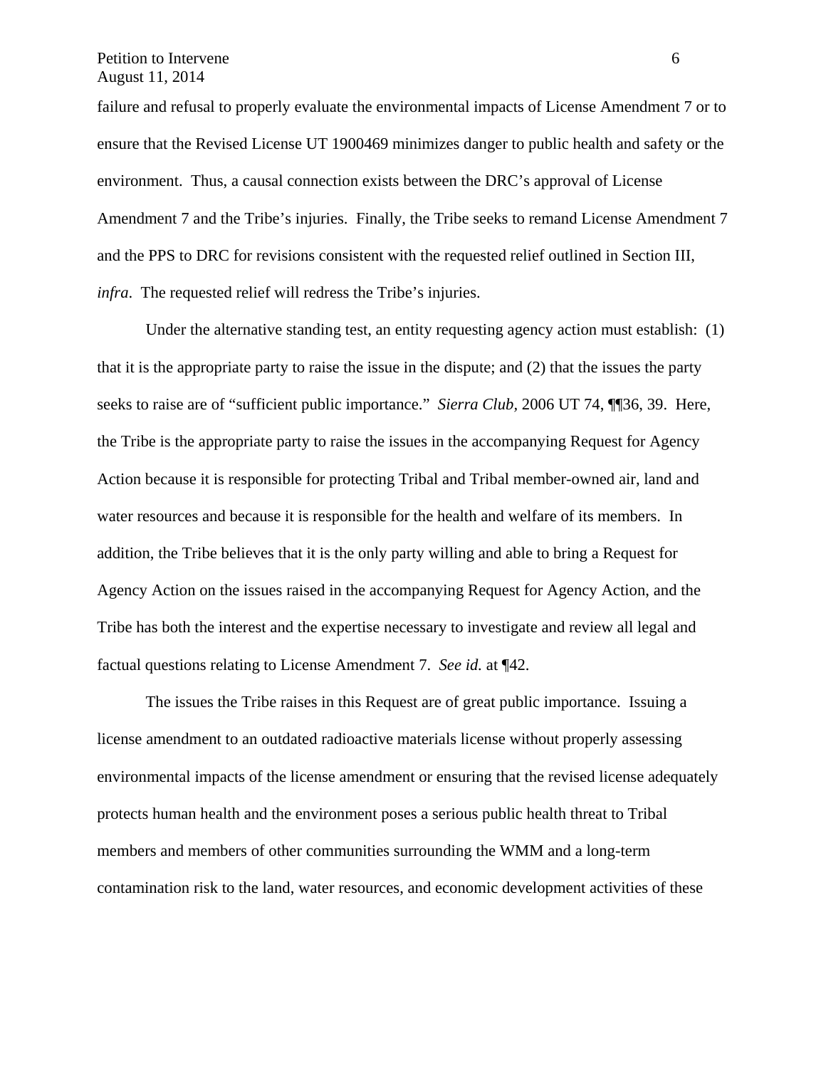failure and refusal to properly evaluate the environmental impacts of License Amendment 7 or to ensure that the Revised License UT 1900469 minimizes danger to public health and safety or the environment. Thus, a causal connection exists between the DRC's approval of License Amendment 7 and the Tribe's injuries. Finally, the Tribe seeks to remand License Amendment 7 and the PPS to DRC for revisions consistent with the requested relief outlined in Section III, *infra*. The requested relief will redress the Tribe's injuries.

Under the alternative standing test, an entity requesting agency action must establish: (1) that it is the appropriate party to raise the issue in the dispute; and (2) that the issues the party seeks to raise are of "sufficient public importance." *Sierra Club*, 2006 UT 74, ¶¶36, 39. Here, the Tribe is the appropriate party to raise the issues in the accompanying Request for Agency Action because it is responsible for protecting Tribal and Tribal member-owned air, land and water resources and because it is responsible for the health and welfare of its members. In addition, the Tribe believes that it is the only party willing and able to bring a Request for Agency Action on the issues raised in the accompanying Request for Agency Action, and the Tribe has both the interest and the expertise necessary to investigate and review all legal and factual questions relating to License Amendment 7. *See id.* at ¶42.

The issues the Tribe raises in this Request are of great public importance. Issuing a license amendment to an outdated radioactive materials license without properly assessing environmental impacts of the license amendment or ensuring that the revised license adequately protects human health and the environment poses a serious public health threat to Tribal members and members of other communities surrounding the WMM and a long-term contamination risk to the land, water resources, and economic development activities of these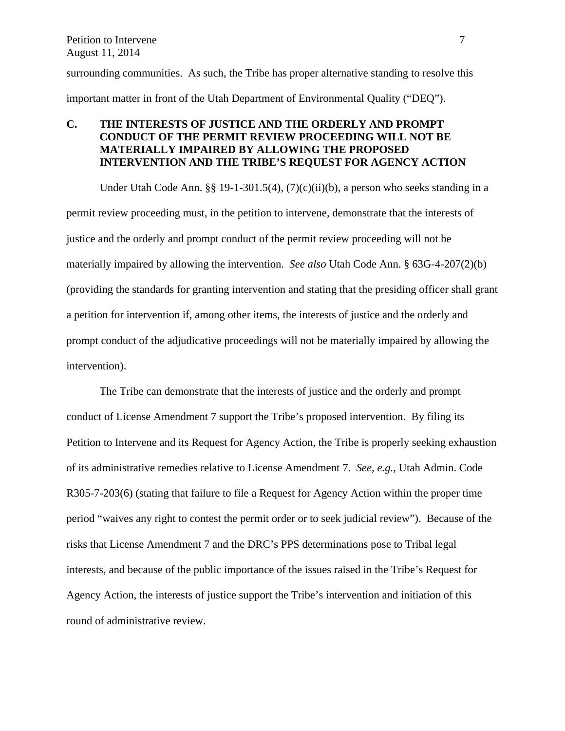surrounding communities. As such, the Tribe has proper alternative standing to resolve this important matter in front of the Utah Department of Environmental Quality ("DEQ").

### C. THE INTERESTS OF JUSTICE AND THE ORDERLY AND PROMPT CONDUCT OF THE PERMIT REVIEW PROCEEDING WILL NOT BE MATERIALLY IMPAIRED BY ALLOWING THE PROPOSED INTERVENTION AND THE TRIBE'S REQUEST FOR AGENCY ACTION

Under Utah Code Ann. §§ 19-1-301.5(4), (7)(c)(ii)(b), a person who seeks standing in a permit review proceeding must, in the petition to intervene, demonstrate that the interests of justice and the orderly and prompt conduct of the permit review proceeding will not be materially impaired by allowing the intervention. *See also* Utah Code Ann. § 63G-4-207(2)(b) (providing the standards for granting intervention and stating that the presiding officer shall grant a petition for intervention if, among other items, the interests of justice and the orderly and prompt conduct of the adjudicative proceedings will not be materially impaired by allowing the intervention).

The Tribe can demonstrate that the interests of justice and the orderly and prompt conduct of License Amendment 7 support the Tribe's proposed intervention. By filing its Petition to Intervene and its Request for Agency Action, the Tribe is properly seeking exhaustion of its administrative remedies relative to License Amendment 7. *See, e.g.*, Utah Admin. Code R305-7-203(6) (stating that failure to file a Request for Agency Action within the proper time period "waives any right to contest the permit order or to seek judicial review"). Because of the risks that License Amendment 7 and the DRC's PPS determinations pose to Tribal legal interests, and because of the public importance of the issues raised in the Tribe's Request for Agency Action, the interests of justice support the Tribe's intervention and initiation of this round of administrative review.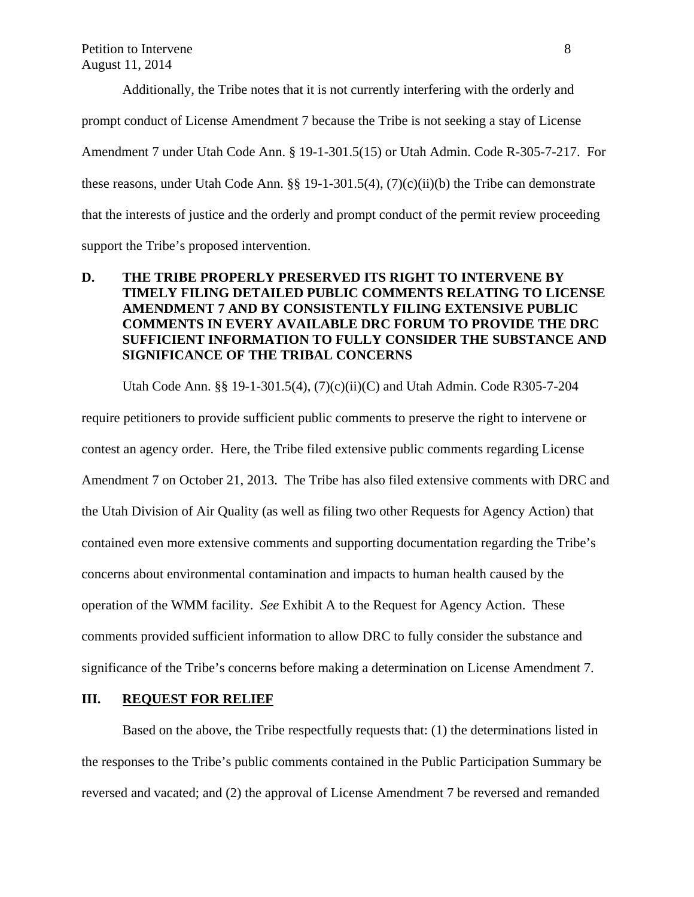Additionally, the Tribe notes that it is not currently interfering with the orderly and prompt conduct of License Amendment 7 because the Tribe is not seeking a stay of License Amendment 7 under Utah Code Ann. § 19-1-301.5(15) or Utah Admin. Code R-305-7-217. For these reasons, under Utah Code Ann. §§ 19-1-301.5(4), (7)(c)(ii)(b) the Tribe can demonstrate that the interests of justice and the orderly and prompt conduct of the permit review proceeding support the Tribe's proposed intervention.

### D. THE TRIBE PROPERLY PRESERVED ITS RIGHT TO INTERVENE BY TIMELY FILING DETAILED PUBLIC COMMENTS RELATING TO LICENSE AMENDMENT 7 AND BY CONSISTENTLY FILING EXTENSIVE PUBLIC COMMENTS IN EVERY AVAILABLE DRC FORUM TO PROVIDE THE DRC SUFFICIENT INFORMATION TO FULLY CONSIDER THE SUBSTANCE AND SIGNIFICANCE OF THE TRIBAL CONCERNS

Utah Code Ann. §§ 19-1-301.5(4), (7)(c)(ii)(C) and Utah Admin. Code R305-7-204 require petitioners to provide sufficient public comments to preserve the right to intervene or contest an agency order. Here, the Tribe filed extensive public comments regarding License Amendment 7 on October 21, 2013. The Tribe has also filed extensive comments with DRC and the Utah Division of Air Quality (as well as filing two other Requests for Agency Action) that contained even more extensive comments and supporting documentation regarding the Tribe's concerns about environmental contamination and impacts to human health caused by the operation of the WMM facility. *See* Exhibit A to the Request for Agency Action. These comments provided sufficient information to allow DRC to fully consider the substance and significance of the Tribe's concerns before making a determination on License Amendment 7.

## III. REQUEST FOR RELIEF

Based on the above, the Tribe respectfully requests that: (1) the determinations listed in the responses to the Tribe's public comments contained in the Public Participation Summary be reversed and vacated; and (2) the approval of License Amendment 7 be reversed and remanded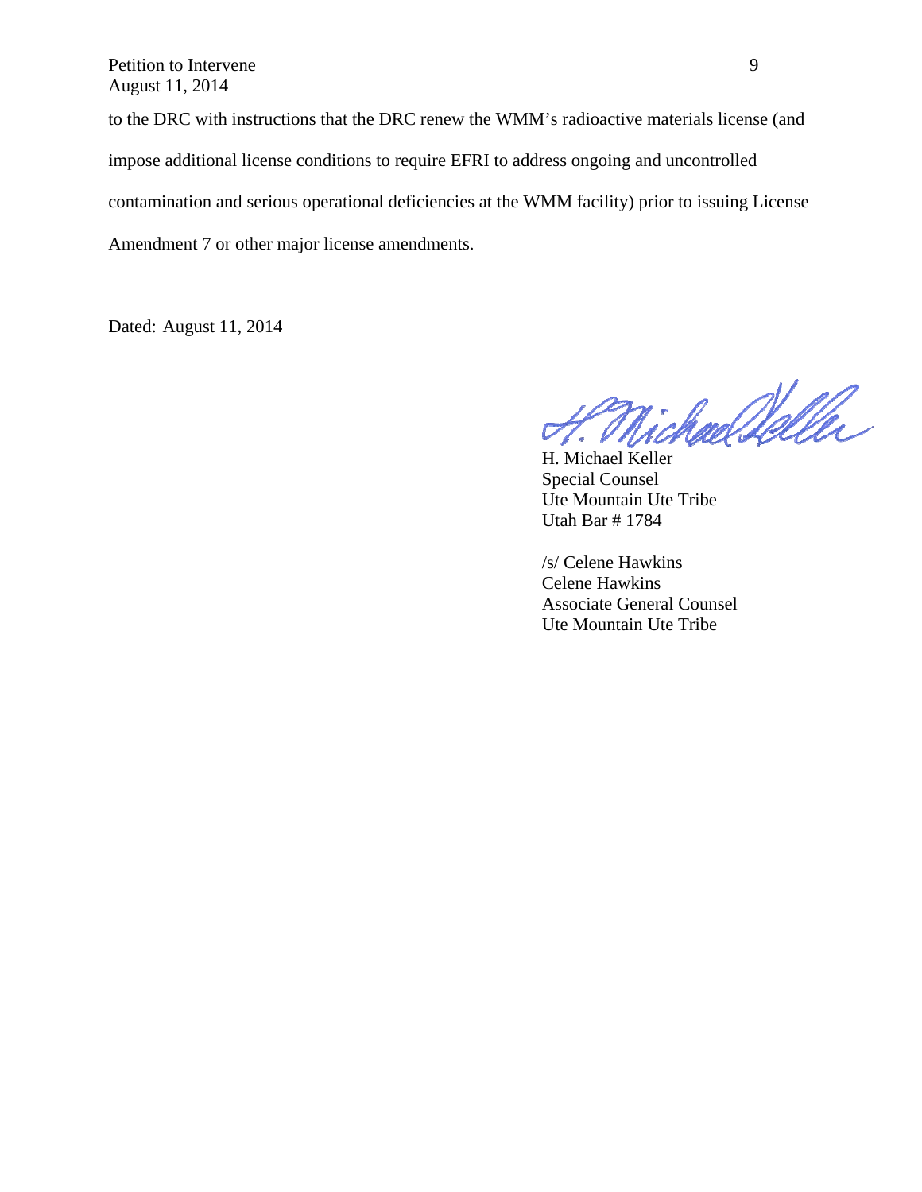to the DRC with instructions that the DRC renew the WMM's radioactive materials license (and impose additional license conditions to require EFRI to address ongoing and uncontrolled contamination and serious operational deficiencies at the WMM facility) prior to issuing License Amendment 7 or other major license amendments.

Dated: August 11, 2014

H. Michael Keller
Special Counsel
Ute Mountain Ute Tribe
Utah Bar # 1784

/s/ Celene Hawkins
Celene Hawkins
Associate General Counsel
Ute Mountain Ute Tribe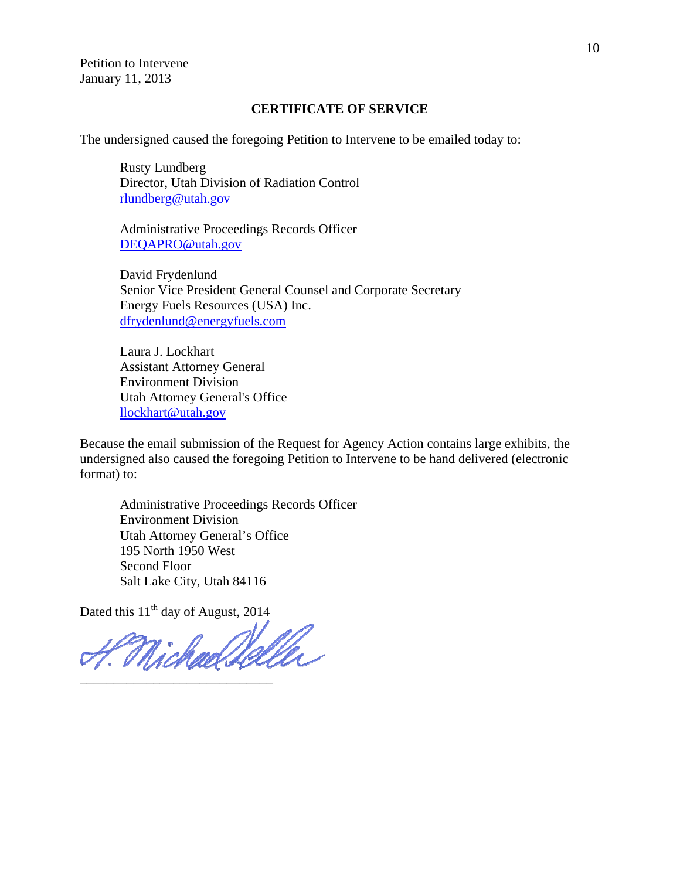Petition to Intervene
January 11, 2013

**CERTIFICATE OF SERVICE**

The undersigned caused the foregoing Petition to Intervene to be emailed today to:

Rusty Lundberg
Director, Utah Division of Radiation Control
rlundberg@utah.gov

Administrative Proceedings Records Officer
DEQAPRO@utah.gov

David Frydenlund
Senior Vice President General Counsel and Corporate Secretary
Energy Fuels Resources (USA) Inc.
dfrydenlund@energyfuels.com

Laura J. Lockhart
Assistant Attorney General
Environment Division
Utah Attorney General's Office
llockhart@utah.gov

Because the email submission of the Request for Agency Action contains large exhibits, the undersigned also caused the foregoing Petition to Intervene to be hand delivered (electronic format) to:

Administrative Proceedings Records Officer
Environment Division
Utah Attorney General's Office
195 North 1950 West
Second Floor
Salt Lake City, Utah 84116

Dated this 11th day of August, 2014

H. Michael Keller

______________________________